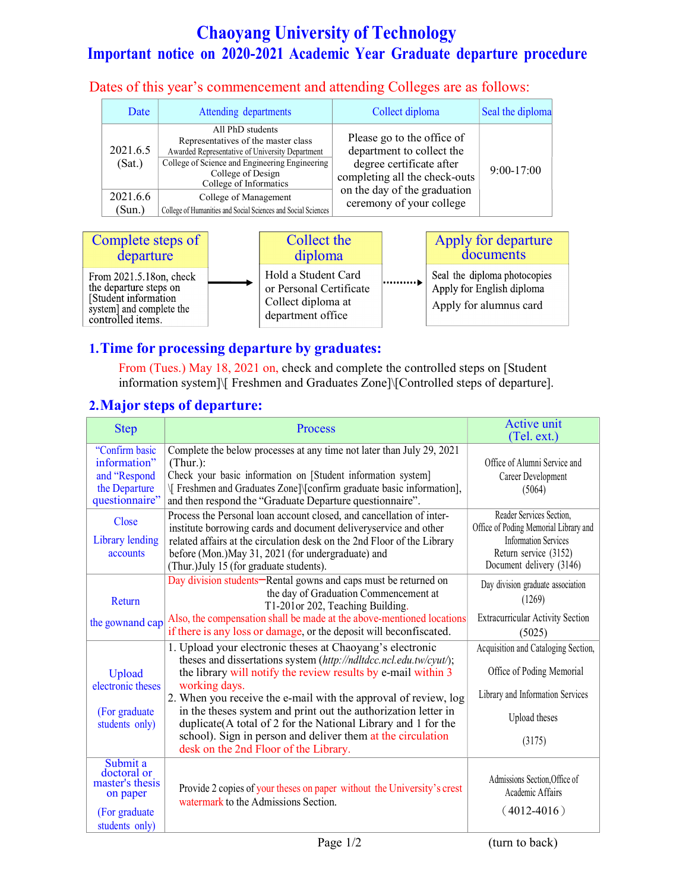# Chaoyang University of Technology

## Important notice on 2020-2021 Academic Year Graduate departure procedure

Dates of this year's commencement and attending Colleges are as follows:

| Date | Attending departments | Collect diploma | Seal the diploma |
|---|---|---|---|
| 2021.6.5 (Sat.) | All PhD students<br>Representatives of the master class<br>Awarded Representative of University Department | Please go to the office of department to collect the degree certificate after completing all the check-outs on the day of the graduation ceremony of your college | 9:00-17:00 |
| | College of Science and Engineering Engineering<br>College of Design<br>College of Informatics | | |
| 2021.6.6 (Sun.) | College of Management<br>College of Humanities and Social Sciences and Social Sciences | | |

| Complete steps of departure | → | Collect the diploma | ⋯⋯→ | Apply for departure documents |
|---|---|---|---|---|
| From 2021.5.18on, check the departure steps on [Student information system] and complete the controlled items. | | Hold a Student Card or Personal Certificate Collect diploma at department office | | Seal the diploma photocopies<br>Apply for English diploma<br>Apply for alumnus card |

### 1. Time for processing departure by graduates:

From (Tues.) May 18, 2021 on, check and complete the controlled steps on [Student information system]\[ Freshmen and Graduates Zone]\[Controlled steps of departure].

### 2. Major steps of departure:

| Step | Process | Active unit (Tel. ext.) |
|---|---|---|
| "Confirm basic information" and "Respond the Departure questionnaire" | Complete the below processes at any time not later than July 29, 2021 (Thur.):<br>Check your basic information on [Student information system] \[ Freshmen and Graduates Zone]\[confirm graduate basic information], and then respond the "Graduate Departure questionnaire". | Office of Alumni Service and Career Development (5064) |
| Close Library lending accounts | Process the Personal loan account closed, and cancellation of inter-institute borrowing cards and document deliveryservice and other related affairs at the circulation desk on the 2nd Floor of the Library before (Mon.)May 31, 2021 (for undergraduate) and (Thur.)July 15 (for graduate students). | Reader Services Section, Office of Poding Memorial Library and Information Services<br>Return service (3152)<br>Document delivery (3146) |
| Return the gownand cap | Day division students—Rental gowns and caps must be returned on the day of Graduation Commencement at T1-201or 202, Teaching Building.<br>Also, the compensation shall be made at the above-mentioned locations if there is any loss or damage, or the deposit will beconfiscated. | Day division graduate association (1269)<br>Extracurricular Activity Section (5025) |
| Upload electronic theses<br>(For graduate students only) | 1. Upload your electronic theses at Chaoyang's electronic theses and dissertations system (*http://ndltdcc.ncl.edu.tw/cyut/*); the library will notify the review results by e-mail within 3 working days.<br>2. When you receive the e-mail with the approval of review, log in the theses system and print out the authorization letter in duplicate(A total of 2 for the National Library and 1 for the school). Sign in person and deliver them at the circulation desk on the 2nd Floor of the Library. | Acquisition and Cataloging Section, Office of Poding Memorial Library and Information Services<br>Upload theses<br>(3175) |
| Submit a doctoral or master's thesis on paper<br>(For graduate students only) | Provide 2 copies of your theses on paper without the University's crest watermark to the Admissions Section. | Admissions Section,Office of Academic Affairs<br>（4012-4016） |

(turn to back)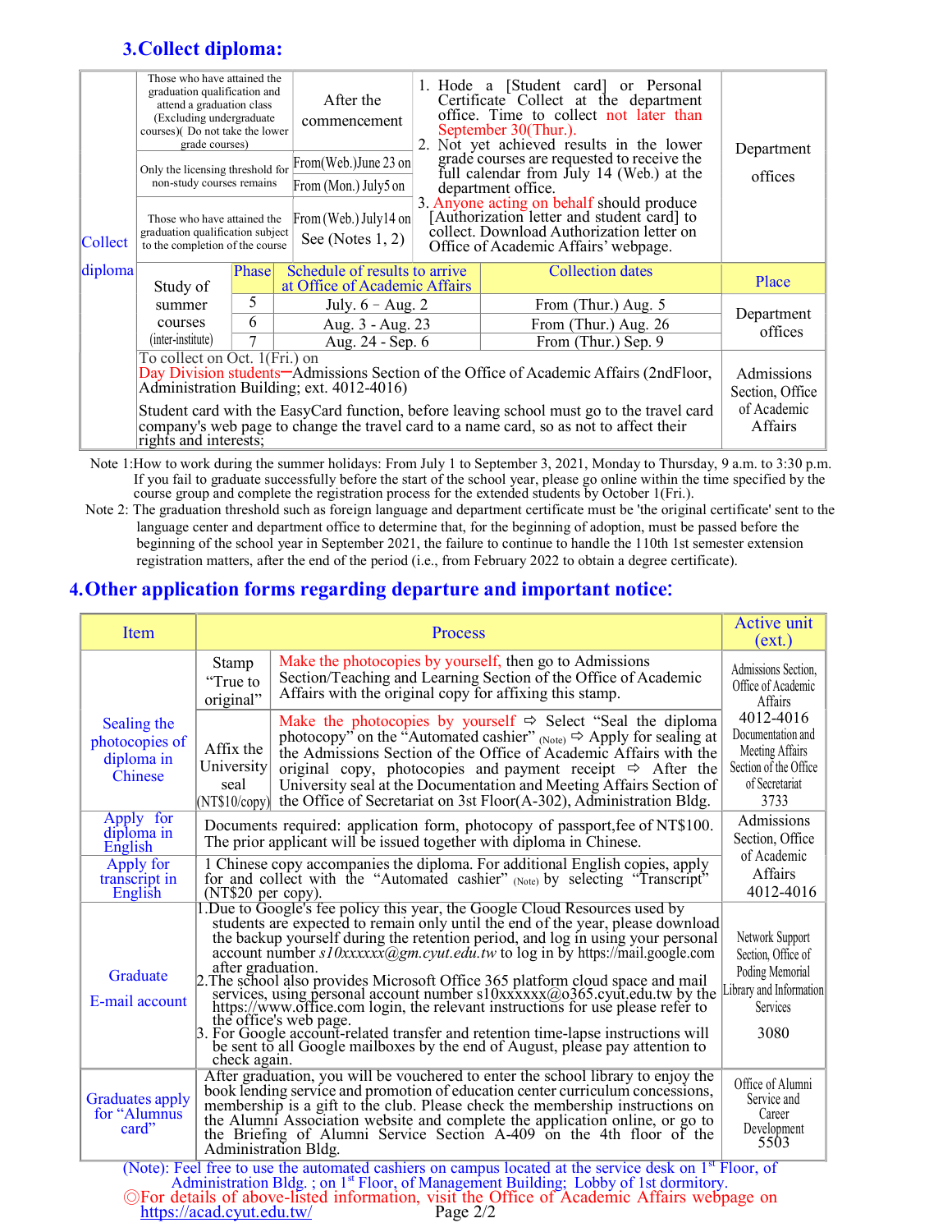## 3.Collect diploma:

| | | | | |
|---|---|---|---|---|
| Collect diploma | Those who have attained the graduation qualification and attend a graduation class (Excluding undergraduate courses)( Do not take the lower grade courses) | After the commencement | 1. Hode a [Student card] or Personal Certificate Collect at the department office. Time to collect not later than September 30(Thur.).<br>2. Not yet achieved results in the lower grade courses are requested to receive the full calendar from July 14 (Web.) at the department office.<br>3. Anyone acting on behalf should produce [Authorization letter and student card] to collect. Download Authorization letter on Office of Academic Affairs' webpage. | Department offices |
| | Only the licensing threshold for non-study courses remains | From(Web.)June 23 on<br>From (Mon.) July5 on | | |
| | Those who have attained the graduation qualification subject to the completion of the course | From (Web.) July14 on<br>See (Notes 1, 2) | | |
| | Study of summer courses (inter-institute) | Phase / Schedule of results to arrive at Office of Academic Affairs | Collection dates | Place |
| | | 5 / July. 6 – Aug. 2 | From (Thur.) Aug. 5 | Department offices |
| | | 6 / Aug. 3 - Aug. 23 | From (Thur.) Aug. 26 | |
| | | 7 / Aug. 24 - Sep. 6 | From (Thur.) Sep. 9 | |
| | To collect on Oct. 1(Fri.) on<br>Day Division students–Admissions Section of the Office of Academic Affairs (2ndFloor, Administration Building; ext. 4012-4016)<br>Student card with the EasyCard function, before leaving school must go to the travel card company's web page to change the travel card to a name card, so as not to affect their rights and interests; | | | Admissions Section, Office of Academic Affairs |

Note 1:How to work during the summer holidays: From July 1 to September 3, 2021, Monday to Thursday, 9 a.m. to 3:30 p.m. If you fail to graduate successfully before the start of the school year, please go online within the time specified by the course group and complete the registration process for the extended students by October 1(Fri.).

Note 2: The graduation threshold such as foreign language and department certificate must be 'the original certificate' sent to the language center and department office to determine that, for the beginning of adoption, must be passed before the beginning of the school year in September 2021, the failure to continue to handle the 110th 1st semester extension registration matters, after the end of the period (i.e., from February 2022 to obtain a degree certificate).

## 4.Other application forms regarding departure and important notice:

| Item | Process | | Active unit (ext.) |
|---|---|---|---|
| Sealing the photocopies of diploma in Chinese | Stamp "True to original" | Make the photocopies by yourself, then go to Admissions Section/Teaching and Learning Section of the Office of Academic Affairs with the original copy for affixing this stamp. | Admissions Section, Office of Academic Affairs 4012-4016 |
| | Affix the University seal (NT$10/copy) | Make the photocopies by yourself ⇨ Select "Seal the diploma photocopy" on the "Automated cashier" (Note) ⇨ Apply for sealing at the Admissions Section of the Office of Academic Affairs with the original copy, photocopies and payment receipt ⇨ After the University seal at the Documentation and Meeting Affairs Section of the Office of Secretariat on 3st Floor(A-302), Administration Bldg. | Documentation and Meeting Affairs Section of the Office of Secretariat 3733 |
| Apply for diploma in English | Documents required: application form, photocopy of passport,fee of NT$100. The prior applicant will be issued together with diploma in Chinese. | | Admissions Section, Office of Academic Affairs 4012-4016 |
| Apply for transcript in English | 1 Chinese copy accompanies the diploma. For additional English copies, apply for and collect with the "Automated cashier" (Note) by selecting "Transcript" (NT$20 per copy). | | |
| Graduate E-mail account | 1.Due to Google's fee policy this year, the Google Cloud Resources used by students are expected to remain only until the end of the year, please download the backup yourself during the retention period, and log in using your personal account number *s10xxxxxx@gm.cyut.edu.tw* to log in by https://mail.google.com after graduation.<br>2.The school also provides Microsoft Office 365 platform cloud space and mail services, using personal account number s10xxxxxx@o365.cyut.edu.tw by the https://www.office.com login, the relevant instructions for use please refer to the office's web page.<br>3. For Google account-related transfer and retention time-lapse instructions will be sent to all Google mailboxes by the end of August, please pay attention to check again. | | Network Support Section, Office of Poding Memorial Library and Information Services 3080 |
| Graduates apply for "Alumnus card" | After graduation, you will be vouchered to enter the school library to enjoy the book lending service and promotion of education center curriculum concessions, membership is a gift to the club. Please check the membership instructions on the Alumni Association website and complete the application online, or go to the Briefing of Alumni Service Section A-409 on the 4th floor of the Administration Bldg. | | Office of Alumni Service and Career Development 5503 |

(Note): Feel free to use the automated cashiers on campus located at the service desk on 1st Floor, of Administration Bldg. ; on 1st Floor, of Management Building; Lobby of 1st dormitory.

◎For details of above-listed information, visit the Office of Academic Affairs webpage on https://acad.cyut.edu.tw/